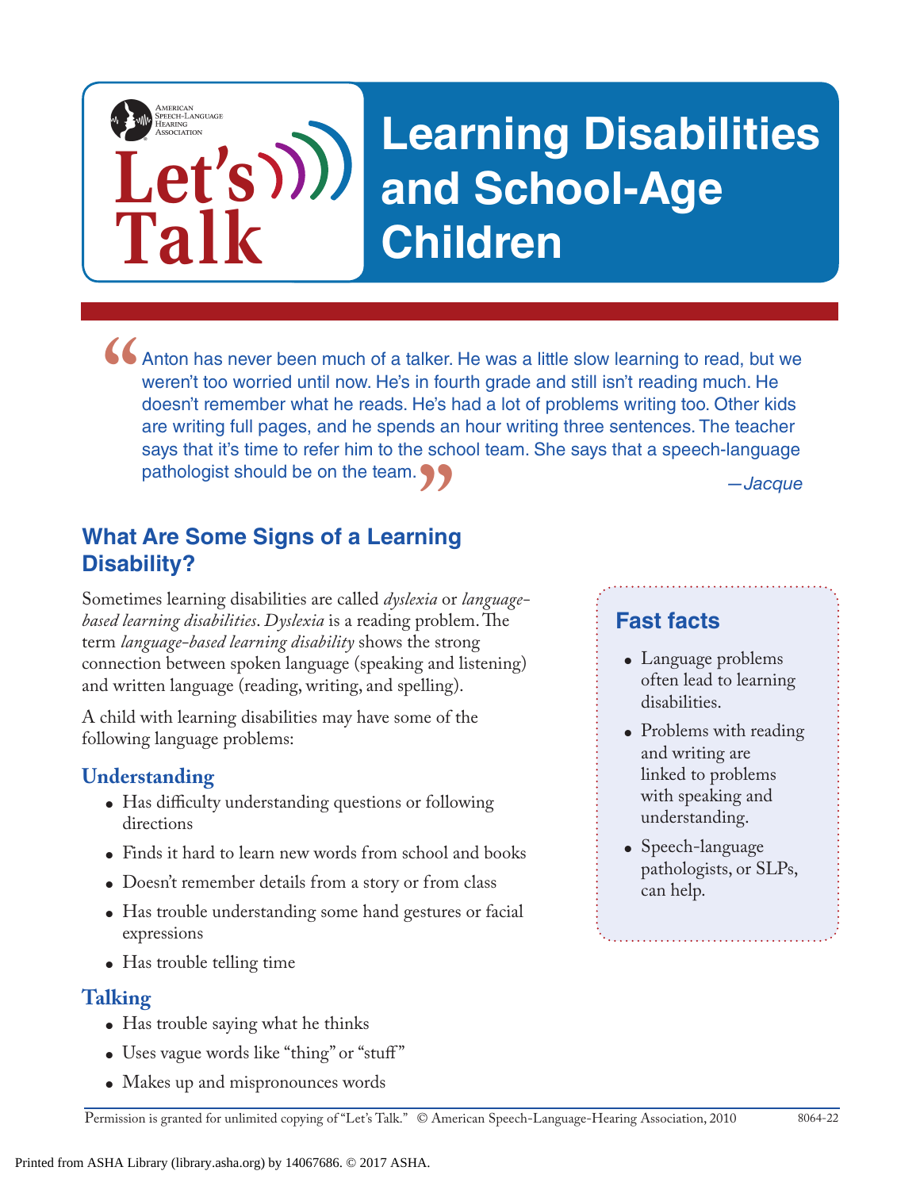# Learning Disabilities and School-Age Children

> Anton has never been much of a talker. He was a little slow learning to read, but we weren't too worried until now. He's in fourth grade and still isn't reading much. He doesn't remember what he reads. He's had a lot of problems writing too. Other kids are writing full pages, and he spends an hour writing three sentences. The teacher says that it's time to refer him to the school team. She says that a speech-language pathologist should be on the team.
>
> *—Jacque*

## What Are Some Signs of a Learning Disability?

Sometimes learning disabilities are called *dyslexia* or *language-based learning disabilities*. *Dyslexia* is a reading problem. The term *language-based learning disability* shows the strong connection between spoken language (speaking and listening) and written language (reading, writing, and spelling).

A child with learning disabilities may have some of the following language problems:

### Understanding

- Has difficulty understanding questions or following directions
- Finds it hard to learn new words from school and books
- Doesn't remember details from a story or from class
- Has trouble understanding some hand gestures or facial expressions
- Has trouble telling time

### Talking

- Has trouble saying what he thinks
- Uses vague words like "thing" or "stuff"
- Makes up and mispronounces words

### Fast facts

- Language problems often lead to learning disabilities.
- Problems with reading and writing are linked to problems with speaking and understanding.
- Speech-language pathologists, or SLPs, can help.

Permission is granted for unlimited copying of "Let's Talk." © American Speech-Language-Hearing Association, 2010 8064-22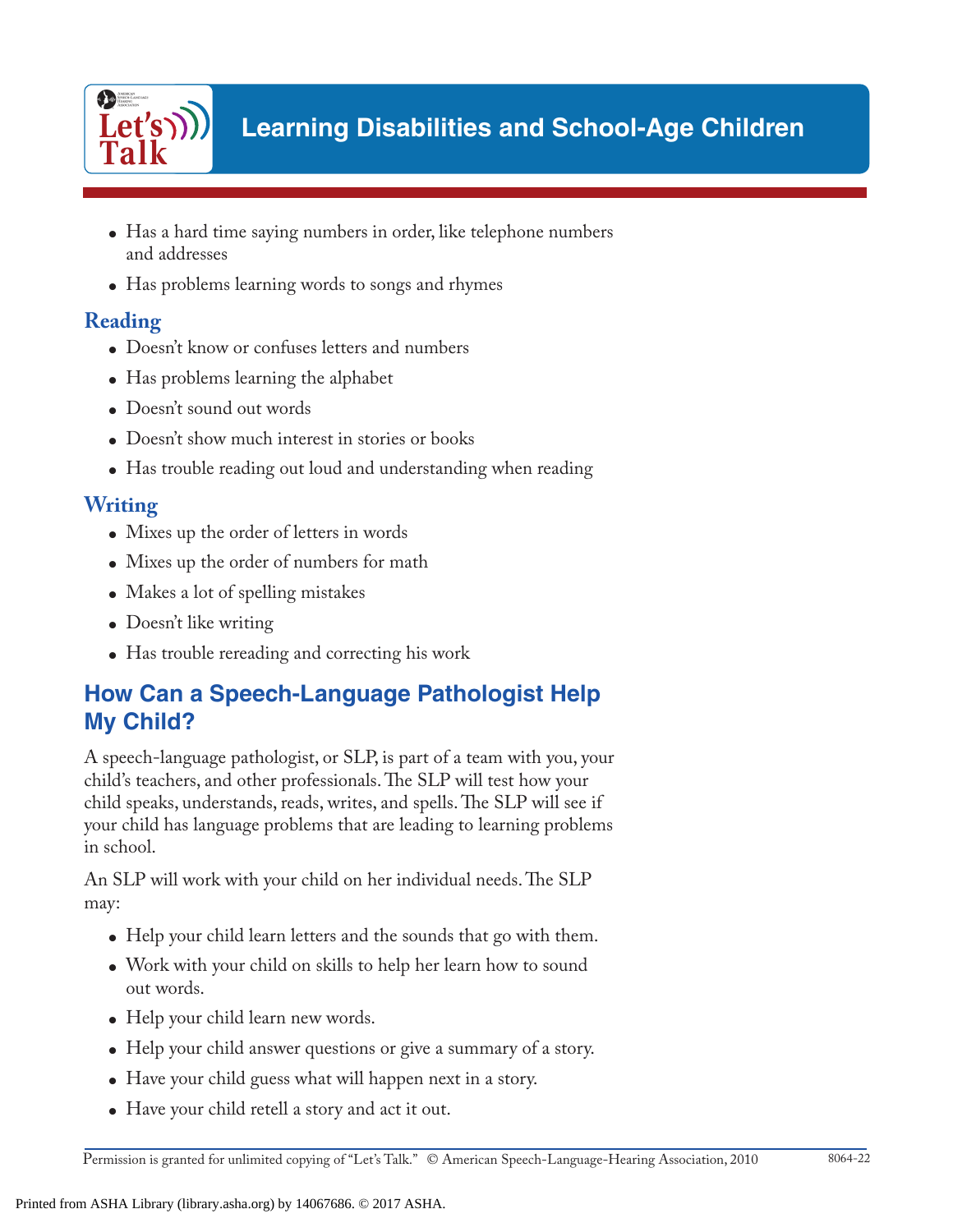- Has a hard time saying numbers in order, like telephone numbers and addresses
- Has problems learning words to songs and rhymes

### Reading

- Doesn't know or confuses letters and numbers
- Has problems learning the alphabet
- Doesn't sound out words
- Doesn't show much interest in stories or books
- Has trouble reading out loud and understanding when reading

### Writing

- Mixes up the order of letters in words
- Mixes up the order of numbers for math
- Makes a lot of spelling mistakes
- Doesn't like writing
- Has trouble rereading and correcting his work

## How Can a Speech-Language Pathologist Help My Child?

A speech-language pathologist, or SLP, is part of a team with you, your child's teachers, and other professionals. The SLP will test how your child speaks, understands, reads, writes, and spells. The SLP will see if your child has language problems that are leading to learning problems in school.

An SLP will work with your child on her individual needs. The SLP may:

- Help your child learn letters and the sounds that go with them.
- Work with your child on skills to help her learn how to sound out words.
- Help your child learn new words.
- Help your child answer questions or give a summary of a story.
- Have your child guess what will happen next in a story.
- Have your child retell a story and act it out.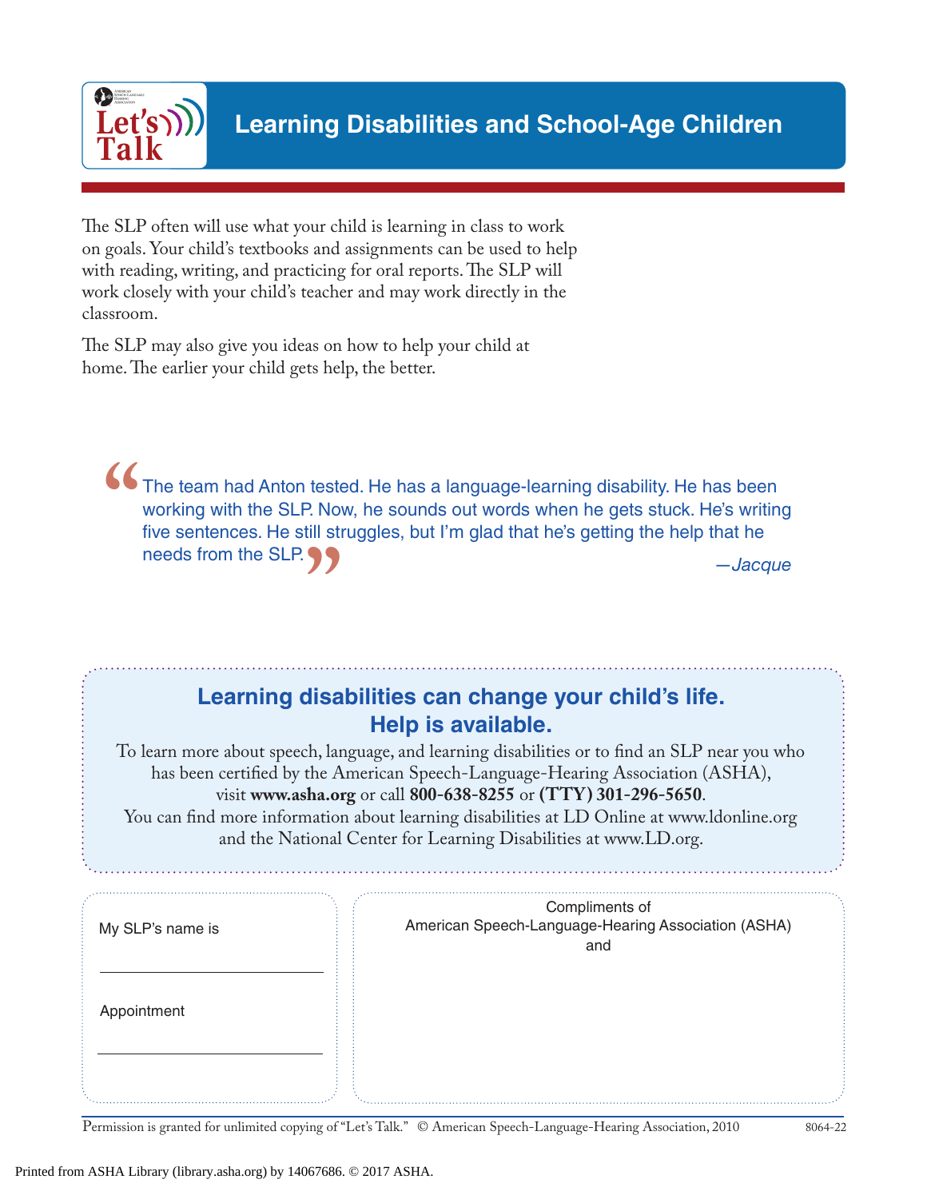# Learning Disabilities and School-Age Children

The SLP often will use what your child is learning in class to work on goals. Your child's textbooks and assignments can be used to help with reading, writing, and practicing for oral reports. The SLP will work closely with your child's teacher and may work directly in the classroom.

The SLP may also give you ideas on how to help your child at home. The earlier your child gets help, the better.

> "The team had Anton tested. He has a language-learning disability. He has been working with the SLP. Now, he sounds out words when he gets stuck. He's writing five sentences. He still struggles, but I'm glad that he's getting the help that he needs from the SLP."
>
> *—Jacque*

## Learning disabilities can change your child's life. Help is available.

To learn more about speech, language, and learning disabilities or to find an SLP near you who has been certified by the American Speech-Language-Hearing Association (ASHA), visit **www.asha.org** or call **800-638-8255** or **(TTY) 301-296-5650**.
You can find more information about learning disabilities at LD Online at www.ldonline.org and the National Center for Learning Disabilities at www.LD.org.

My SLP's name is

\_\_\_\_\_\_\_\_\_\_\_\_\_\_\_\_\_\_\_\_\_\_\_\_

Appointment

\_\_\_\_\_\_\_\_\_\_\_\_\_\_\_\_\_\_\_\_\_\_\_\_

Compliments of
American Speech-Language-Hearing Association (ASHA)
and

Permission is granted for unlimited copying of "Let's Talk." © American Speech-Language-Hearing Association, 2010 8064-22

Printed from ASHA Library (library.asha.org) by 14067686. © 2017 ASHA.